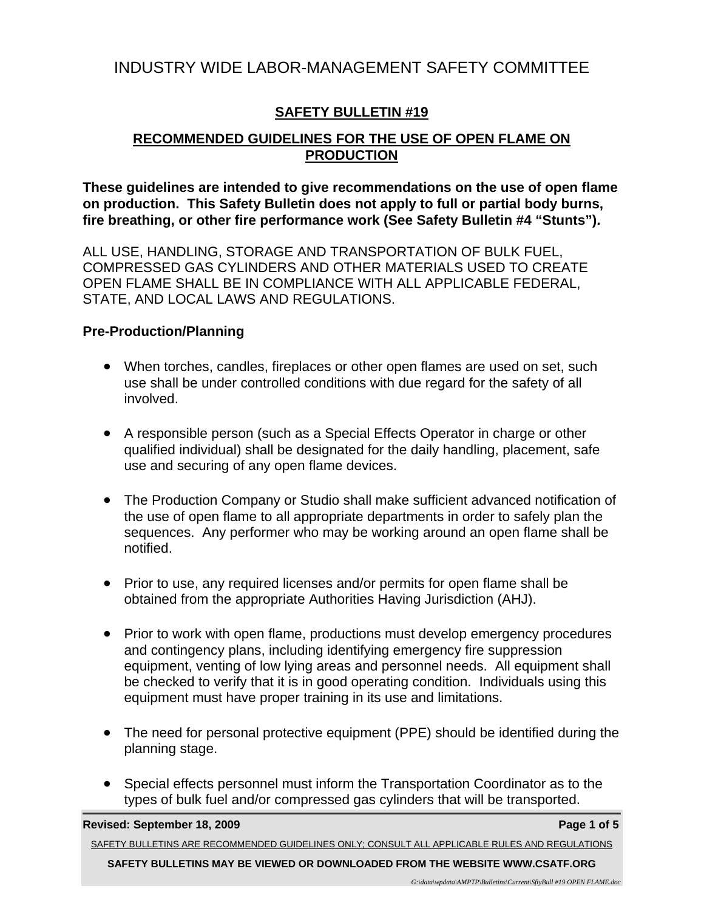# INDUSTRY WIDE LABOR-MANAGEMENT SAFETY COMMITTEE

## SAFETY BULLETIN #19

## RECOMMENDED GUIDELINES FOR THE USE OF OPEN FLAME ON PRODUCTION

**These guidelines are intended to give recommendations on the use of open flame on production. This Safety Bulletin does not apply to full or partial body burns, fire breathing, or other fire performance work (See Safety Bulletin #4 "Stunts").**

ALL USE, HANDLING, STORAGE AND TRANSPORTATION OF BULK FUEL, COMPRESSED GAS CYLINDERS AND OTHER MATERIALS USED TO CREATE OPEN FLAME SHALL BE IN COMPLIANCE WITH ALL APPLICABLE FEDERAL, STATE, AND LOCAL LAWS AND REGULATIONS.

### Pre-Production/Planning

- When torches, candles, fireplaces or other open flames are used on set, such use shall be under controlled conditions with due regard for the safety of all involved.
- A responsible person (such as a Special Effects Operator in charge or other qualified individual) shall be designated for the daily handling, placement, safe use and securing of any open flame devices.
- The Production Company or Studio shall make sufficient advanced notification of the use of open flame to all appropriate departments in order to safely plan the sequences. Any performer who may be working around an open flame shall be notified.
- Prior to use, any required licenses and/or permits for open flame shall be obtained from the appropriate Authorities Having Jurisdiction (AHJ).
- Prior to work with open flame, productions must develop emergency procedures and contingency plans, including identifying emergency fire suppression equipment, venting of low lying areas and personnel needs. All equipment shall be checked to verify that it is in good operating condition. Individuals using this equipment must have proper training in its use and limitations.
- The need for personal protective equipment (PPE) should be identified during the planning stage.
- Special effects personnel must inform the Transportation Coordinator as to the types of bulk fuel and/or compressed gas cylinders that will be transported.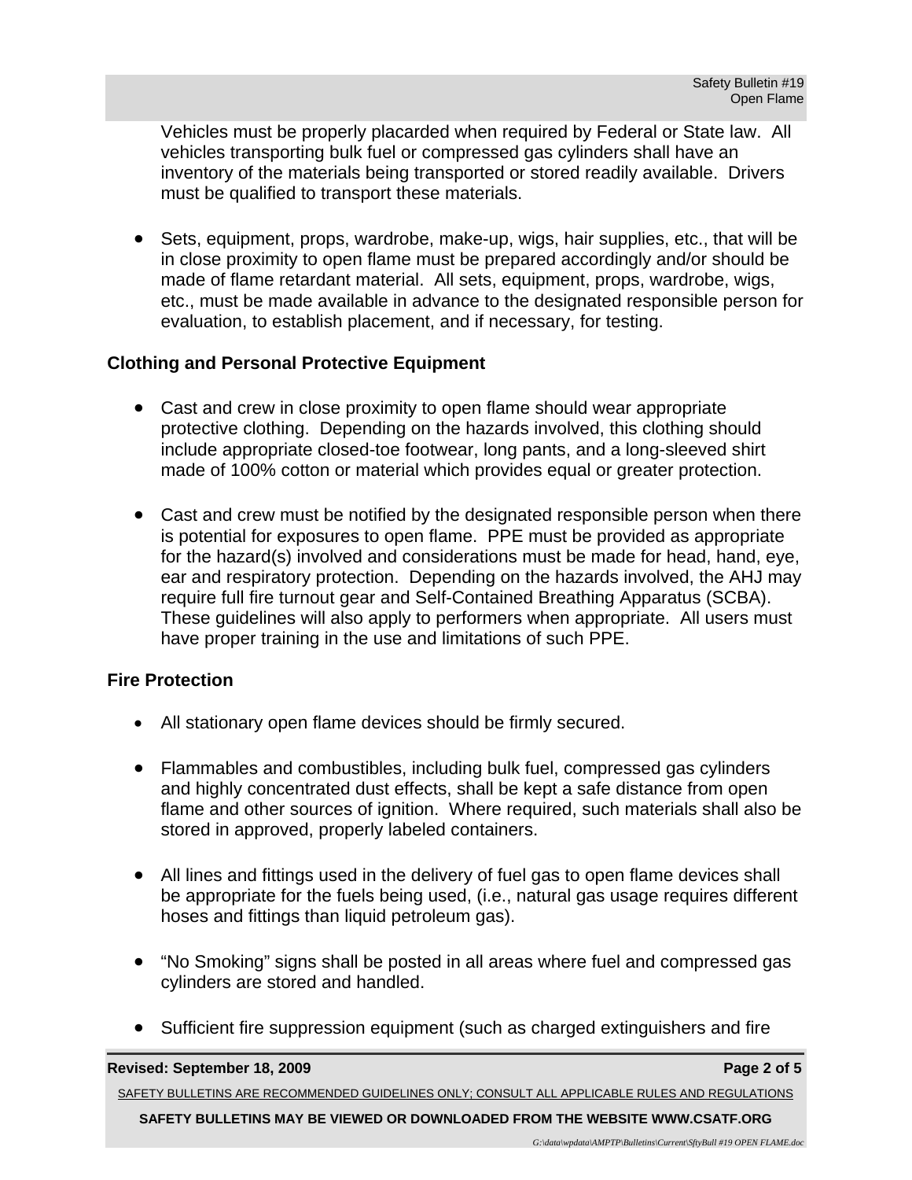Vehicles must be properly placarded when required by Federal or State law. All vehicles transporting bulk fuel or compressed gas cylinders shall have an inventory of the materials being transported or stored readily available. Drivers must be qualified to transport these materials.

- Sets, equipment, props, wardrobe, make-up, wigs, hair supplies, etc., that will be in close proximity to open flame must be prepared accordingly and/or should be made of flame retardant material. All sets, equipment, props, wardrobe, wigs, etc., must be made available in advance to the designated responsible person for evaluation, to establish placement, and if necessary, for testing.

**Clothing and Personal Protective Equipment**

- Cast and crew in close proximity to open flame should wear appropriate protective clothing. Depending on the hazards involved, this clothing should include appropriate closed-toe footwear, long pants, and a long-sleeved shirt made of 100% cotton or material which provides equal or greater protection.

- Cast and crew must be notified by the designated responsible person when there is potential for exposures to open flame. PPE must be provided as appropriate for the hazard(s) involved and considerations must be made for head, hand, eye, ear and respiratory protection. Depending on the hazards involved, the AHJ may require full fire turnout gear and Self-Contained Breathing Apparatus (SCBA). These guidelines will also apply to performers when appropriate. All users must have proper training in the use and limitations of such PPE.

**Fire Protection**

- All stationary open flame devices should be firmly secured.

- Flammables and combustibles, including bulk fuel, compressed gas cylinders and highly concentrated dust effects, shall be kept a safe distance from open flame and other sources of ignition. Where required, such materials shall also be stored in approved, properly labeled containers.

- All lines and fittings used in the delivery of fuel gas to open flame devices shall be appropriate for the fuels being used, (i.e., natural gas usage requires different hoses and fittings than liquid petroleum gas).

- "No Smoking" signs shall be posted in all areas where fuel and compressed gas cylinders are stored and handled.

- Sufficient fire suppression equipment (such as charged extinguishers and fire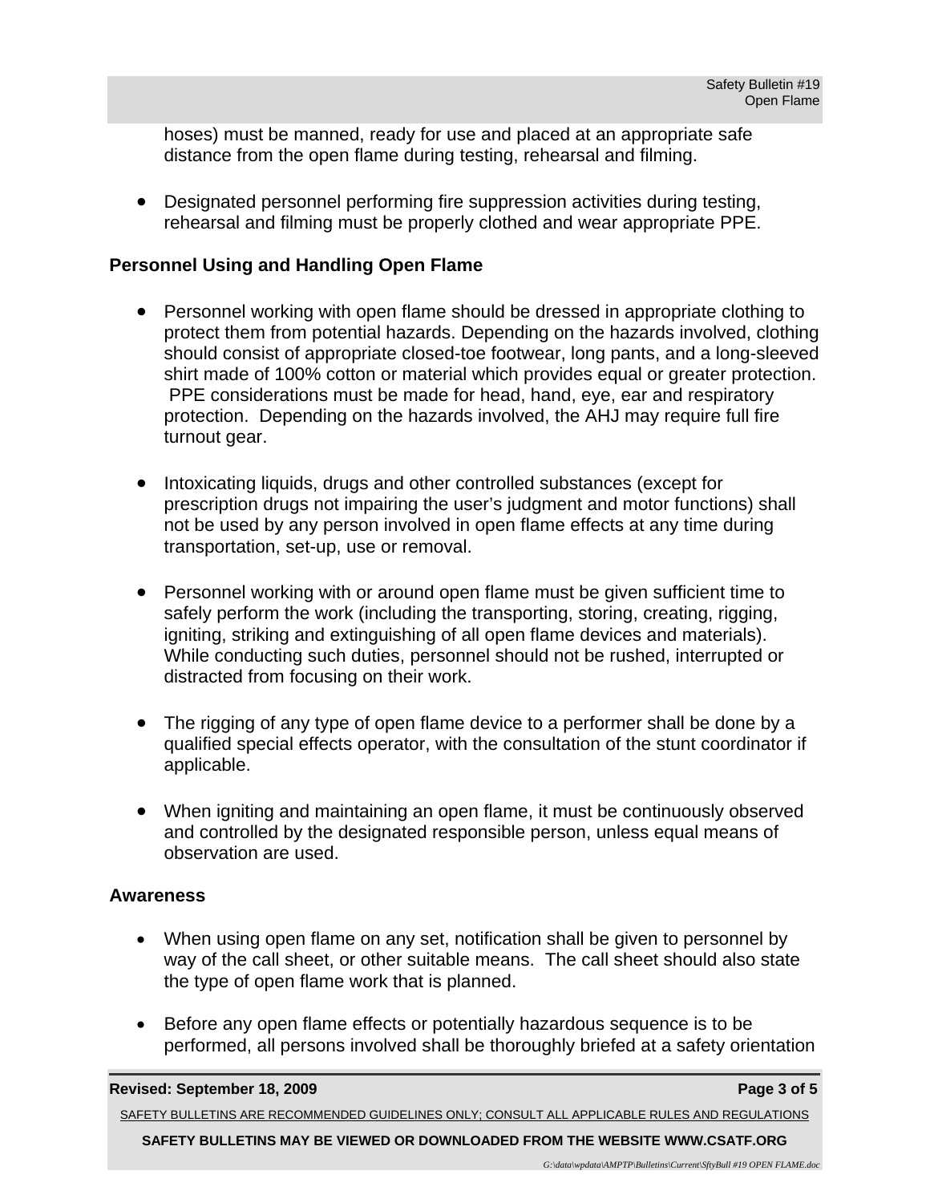hoses) must be manned, ready for use and placed at an appropriate safe distance from the open flame during testing, rehearsal and filming.

- Designated personnel performing fire suppression activities during testing, rehearsal and filming must be properly clothed and wear appropriate PPE.

**Personnel Using and Handling Open Flame**

- Personnel working with open flame should be dressed in appropriate clothing to protect them from potential hazards. Depending on the hazards involved, clothing should consist of appropriate closed-toe footwear, long pants, and a long-sleeved shirt made of 100% cotton or material which provides equal or greater protection. PPE considerations must be made for head, hand, eye, ear and respiratory protection. Depending on the hazards involved, the AHJ may require full fire turnout gear.

- Intoxicating liquids, drugs and other controlled substances (except for prescription drugs not impairing the user's judgment and motor functions) shall not be used by any person involved in open flame effects at any time during transportation, set-up, use or removal.

- Personnel working with or around open flame must be given sufficient time to safely perform the work (including the transporting, storing, creating, rigging, igniting, striking and extinguishing of all open flame devices and materials). While conducting such duties, personnel should not be rushed, interrupted or distracted from focusing on their work.

- The rigging of any type of open flame device to a performer shall be done by a qualified special effects operator, with the consultation of the stunt coordinator if applicable.

- When igniting and maintaining an open flame, it must be continuously observed and controlled by the designated responsible person, unless equal means of observation are used.

**Awareness**

- When using open flame on any set, notification shall be given to personnel by way of the call sheet, or other suitable means. The call sheet should also state the type of open flame work that is planned.

- Before any open flame effects or potentially hazardous sequence is to be performed, all persons involved shall be thoroughly briefed at a safety orientation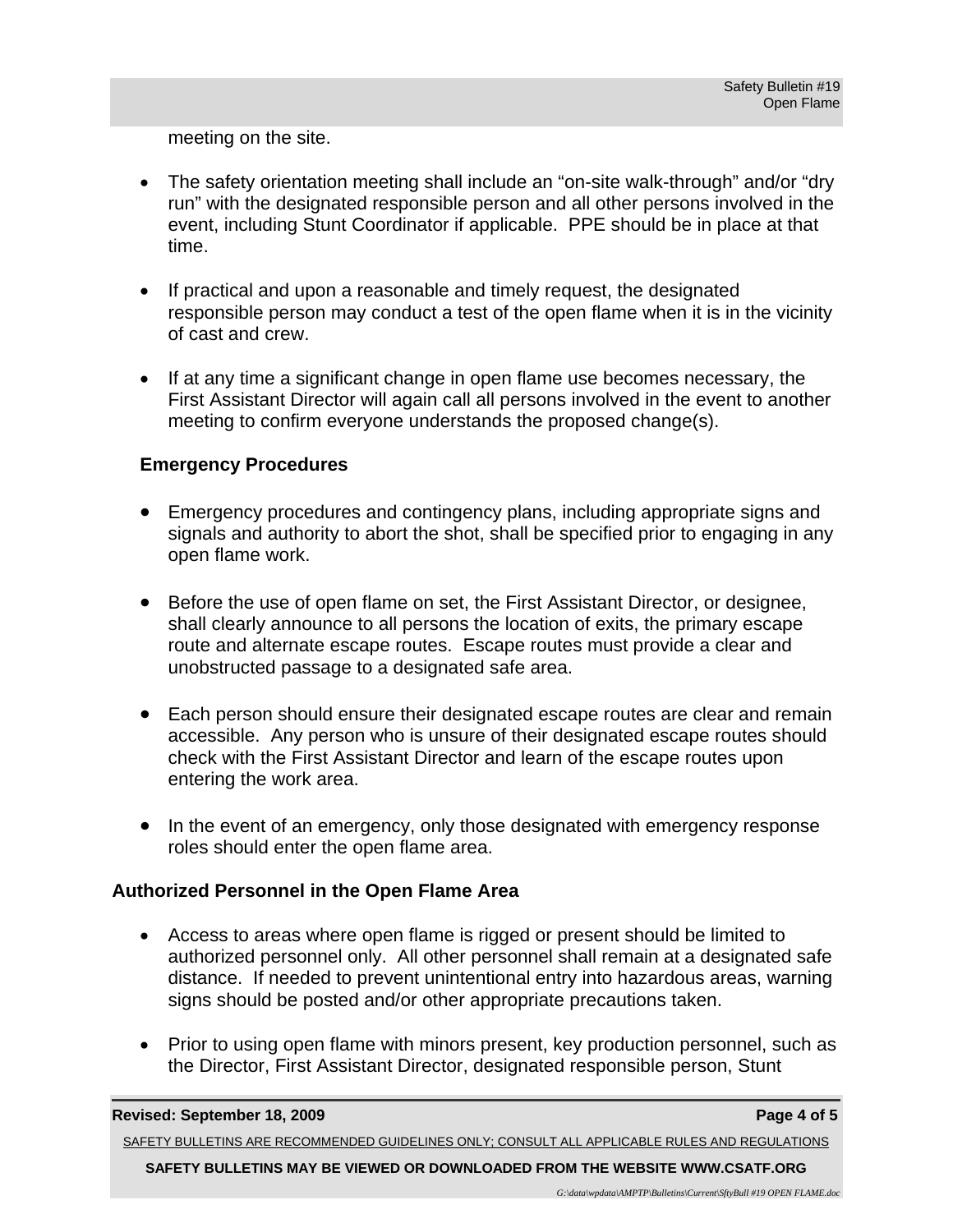meeting on the site.

- The safety orientation meeting shall include an "on-site walk-through" and/or "dry run" with the designated responsible person and all other persons involved in the event, including Stunt Coordinator if applicable. PPE should be in place at that time.

- If practical and upon a reasonable and timely request, the designated responsible person may conduct a test of the open flame when it is in the vicinity of cast and crew.

- If at any time a significant change in open flame use becomes necessary, the First Assistant Director will again call all persons involved in the event to another meeting to confirm everyone understands the proposed change(s).

### Emergency Procedures

- Emergency procedures and contingency plans, including appropriate signs and signals and authority to abort the shot, shall be specified prior to engaging in any open flame work.

- Before the use of open flame on set, the First Assistant Director, or designee, shall clearly announce to all persons the location of exits, the primary escape route and alternate escape routes. Escape routes must provide a clear and unobstructed passage to a designated safe area.

- Each person should ensure their designated escape routes are clear and remain accessible. Any person who is unsure of their designated escape routes should check with the First Assistant Director and learn of the escape routes upon entering the work area.

- In the event of an emergency, only those designated with emergency response roles should enter the open flame area.

## Authorized Personnel in the Open Flame Area

- Access to areas where open flame is rigged or present should be limited to authorized personnel only. All other personnel shall remain at a designated safe distance. If needed to prevent unintentional entry into hazardous areas, warning signs should be posted and/or other appropriate precautions taken.

- Prior to using open flame with minors present, key production personnel, such as the Director, First Assistant Director, designated responsible person, Stunt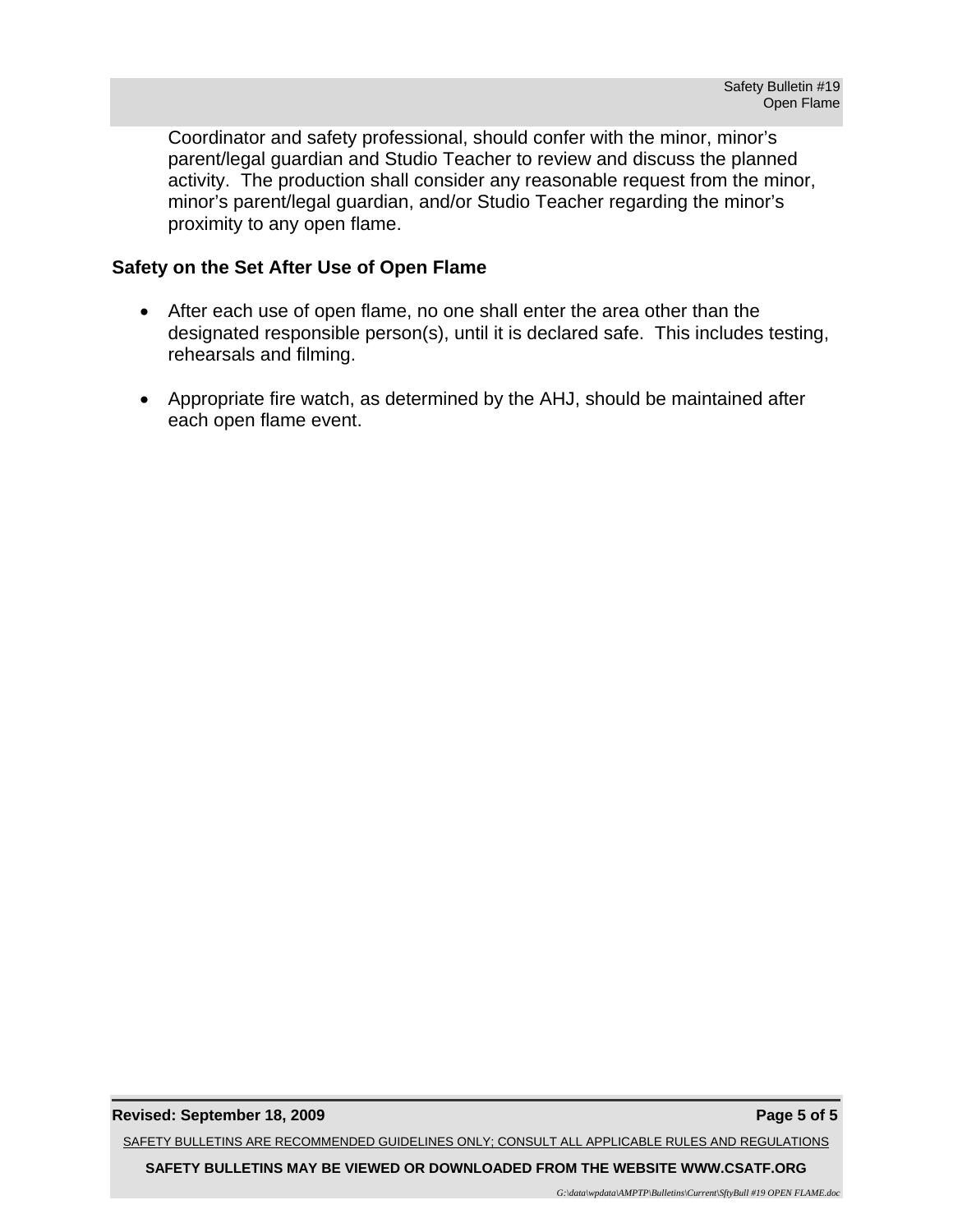Coordinator and safety professional, should confer with the minor, minor's parent/legal guardian and Studio Teacher to review and discuss the planned activity. The production shall consider any reasonable request from the minor, minor's parent/legal guardian, and/or Studio Teacher regarding the minor's proximity to any open flame.

**Safety on the Set After Use of Open Flame**

- After each use of open flame, no one shall enter the area other than the designated responsible person(s), until it is declared safe. This includes testing, rehearsals and filming.

- Appropriate fire watch, as determined by the AHJ, should be maintained after each open flame event.